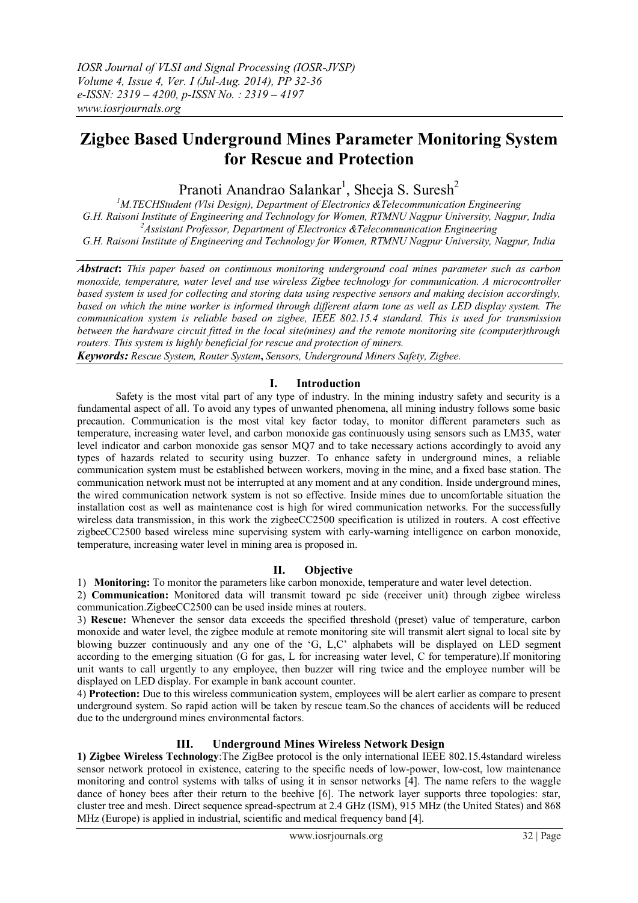# Zigbee Based Underground Mines Parameter Monitoring System for Rescue and Protection

Pranoti Anandrao Salankar[1], Sheeja S. Suresh[2]

[1]M.TECHStudent (Vlsi Design), Department of Electronics &Telecommunication Engineering
G.H. Raisoni Institute of Engineering and Technology for Women, RTMNU Nagpur University, Nagpur, India
[2]Assistant Professor, Department of Electronics &Telecommunication Engineering
G.H. Raisoni Institute of Engineering and Technology for Women, RTMNU Nagpur University, Nagpur, India

***Abstract*:** *This paper based on continuous monitoring underground coal mines parameter such as carbon monoxide, temperature, water level and use wireless Zigbee technology for communication. A microcontroller based system is used for collecting and storing data using respective sensors and making decision accordingly, based on which the mine worker is informed through different alarm tone as well as LED display system. The communication system is reliable based on zigbee, IEEE 802.15.4 standard. This is used for transmission between the hardware circuit fitted in the local site(mines) and the remote monitoring site (computer)through routers. This system is highly beneficial for rescue and protection of miners.*

***Keywords:*** *Rescue System, Router System*, *Sensors, Underground Miners Safety, Zigbee.*

## I. Introduction

Safety is the most vital part of any type of industry. In the mining industry safety and security is a fundamental aspect of all. To avoid any types of unwanted phenomena, all mining industry follows some basic precaution. Communication is the most vital key factor today, to monitor different parameters such as temperature, increasing water level, and carbon monoxide gas continuously using sensors such as LM35, water level indicator and carbon monoxide gas sensor MQ7 and to take necessary actions accordingly to avoid any types of hazards related to security using buzzer. To enhance safety in underground mines, a reliable communication system must be established between workers, moving in the mine, and a fixed base station. The communication network must not be interrupted at any moment and at any condition. Inside underground mines, the wired communication network system is not so effective. Inside mines due to uncomfortable situation the installation cost as well as maintenance cost is high for wired communication networks. For the successfully wireless data transmission, in this work the zigbeeCC2500 specification is utilized in routers. A cost effective zigbeeCC2500 based wireless mine supervising system with early-warning intelligence on carbon monoxide, temperature, increasing water level in mining area is proposed in.

## II. Objective

1) **Monitoring:** To monitor the parameters like carbon monoxide, temperature and water level detection.

2) **Communication:** Monitored data will transmit toward pc side (receiver unit) through zigbee wireless communication.ZigbeeCC2500 can be used inside mines at routers.

3) **Rescue:** Whenever the sensor data exceeds the specified threshold (preset) value of temperature, carbon monoxide and water level, the zigbee module at remote monitoring site will transmit alert signal to local site by blowing buzzer continuously and any one of the 'G, L,C' alphabets will be displayed on LED segment according to the emerging situation (G for gas, L for increasing water level, C for temperature).If monitoring unit wants to call urgently to any employee, then buzzer will ring twice and the employee number will be displayed on LED display. For example in bank account counter.

4) **Protection:** Due to this wireless communication system, employees will be alert earlier as compare to present underground system. So rapid action will be taken by rescue team.So the chances of accidents will be reduced due to the underground mines environmental factors.

## III. Underground Mines Wireless Network Design

**1) Zigbee Wireless Technology**:The ZigBee protocol is the only international IEEE 802.15.4standard wireless sensor network protocol in existence, catering to the specific needs of low-power, low-cost, low maintenance monitoring and control systems with talks of using it in sensor networks [4]. The name refers to the waggle dance of honey bees after their return to the beehive [6]. The network layer supports three topologies: star, cluster tree and mesh. Direct sequence spread-spectrum at 2.4 GHz (ISM), 915 MHz (the United States) and 868 MHz (Europe) is applied in industrial, scientific and medical frequency band [4].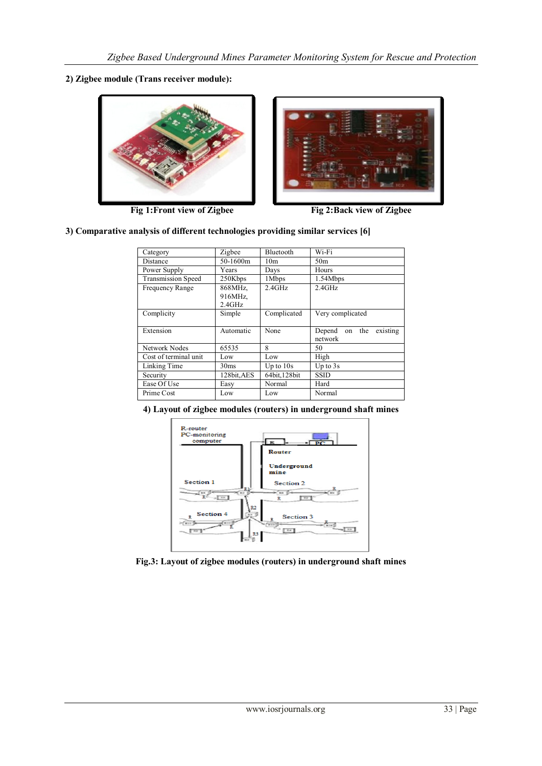**2) Zigbee module (Trans receiver module):**

Fig 1:Front view of Zigbee

Fig 2:Back view of Zigbee

**3) Comparative analysis of different technologies providing similar services [6]**

| Category | Zigbee | Bluetooth | Wi-Fi |
|---|---|---|---|
| Distance | 50-1600m | 10m | 50m |
| Power Supply | Years | Days | Hours |
| Transmission Speed | 250Kbps | 1Mbps | 1.54Mbps |
| Frequency Range | 868MHz, 916MHz, 2.4GHz | 2.4GHz | 2.4GHz |
| Complicity | Simple | Complicated | Very complicated |
| Extension | Automatic | None | Depend on the existing network |
| Network Nodes | 65535 | 8 | 50 |
| Cost of terminal unit | Low | Low | High |
| Linking Time | 30ms | Up to 10s | Up to 3s |
| Security | 128bit,AES | 64bit,128bit | SSID |
| Ease Of Use | Easy | Normal | Hard |
| Prime Cost | Low | Low | Normal |

**4) Layout of zigbee modules (routers) in underground shaft mines**

**Fig.3: Layout of zigbee modules (routers) in underground shaft mines**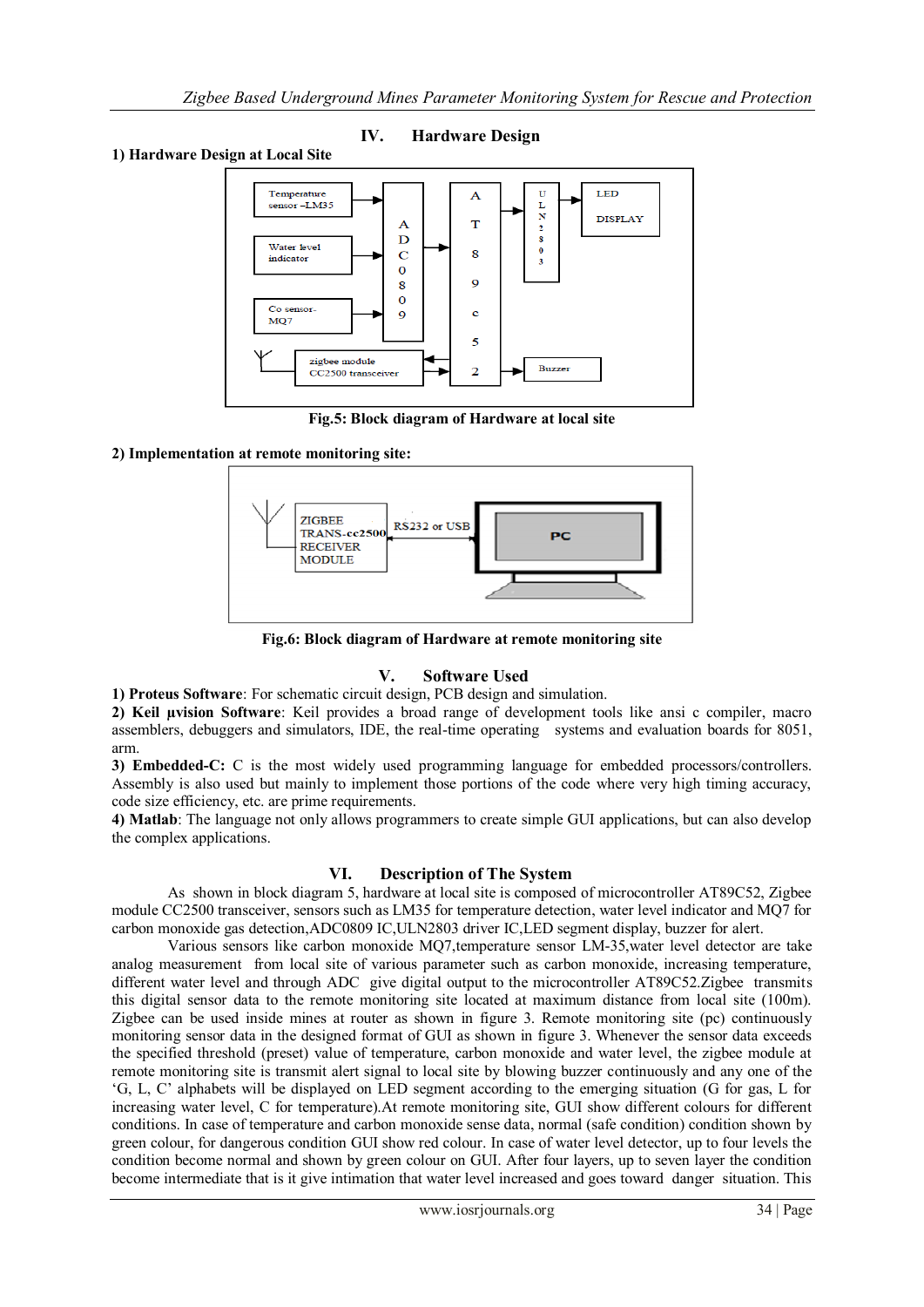## IV. Hardware Design

**1) Hardware Design at Local Site**

**Fig.5: Block diagram of Hardware at local site**

**2) Implementation at remote monitoring site:**

**Fig.6: Block diagram of Hardware at remote monitoring site**

## V. Software Used

**1) Proteus Software**: For schematic circuit design, PCB design and simulation.

**2) Keil µvision Software**: Keil provides a broad range of development tools like ansi c compiler, macro assemblers, debuggers and simulators, IDE, the real-time operating systems and evaluation boards for 8051, arm.

**3) Embedded-C:** C is the most widely used programming language for embedded processors/controllers. Assembly is also used but mainly to implement those portions of the code where very high timing accuracy, code size efficiency, etc. are prime requirements.

**4) Matlab**: The language not only allows programmers to create simple GUI applications, but can also develop the complex applications.

## VI. Description of The System

As shown in block diagram 5, hardware at local site is composed of microcontroller AT89C52, Zigbee module CC2500 transceiver, sensors such as LM35 for temperature detection, water level indicator and MQ7 for carbon monoxide gas detection,ADC0809 IC,ULN2803 driver IC,LED segment display, buzzer for alert.

Various sensors like carbon monoxide MQ7,temperature sensor LM-35,water level detector are take analog measurement from local site of various parameter such as carbon monoxide, increasing temperature, different water level and through ADC give digital output to the microcontroller AT89C52.Zigbee transmits this digital sensor data to the remote monitoring site located at maximum distance from local site (100m). Zigbee can be used inside mines at router as shown in figure 3. Remote monitoring site (pc) continuously monitoring sensor data in the designed format of GUI as shown in figure 3. Whenever the sensor data exceeds the specified threshold (preset) value of temperature, carbon monoxide and water level, the zigbee module at remote monitoring site is transmit alert signal to local site by blowing buzzer continuously and any one of the 'G, L, C' alphabets will be displayed on LED segment according to the emerging situation (G for gas, L for increasing water level, C for temperature).At remote monitoring site, GUI show different colours for different conditions. In case of temperature and carbon monoxide sense data, normal (safe condition) condition shown by green colour, for dangerous condition GUI show red colour. In case of water level detector, up to four levels the condition become normal and shown by green colour on GUI. After four layers, up to seven layer the condition become intermediate that is it give intimation that water level increased and goes toward danger situation. This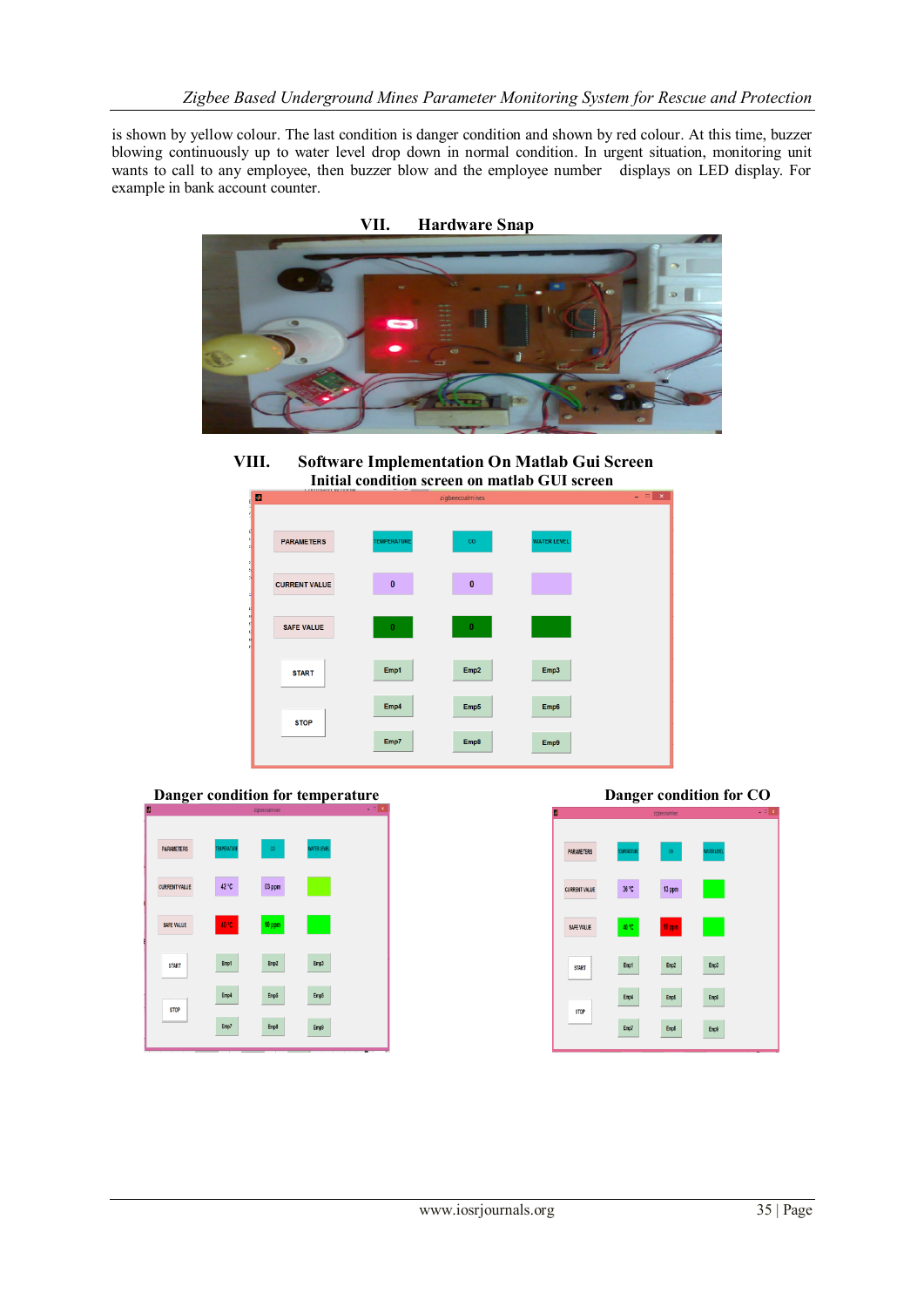is shown by yellow colour. The last condition is danger condition and shown by red colour. At this time, buzzer blowing continuously up to water level drop down in normal condition. In urgent situation, monitoring unit wants to call to any employee, then buzzer blow and the employee number displays on LED display. For example in bank account counter.

## VII. Hardware Snap

## VIII. Software Implementation On Matlab Gui Screen

Initial condition screen on matlab GUI screen

Danger condition for temperature

Danger condition for CO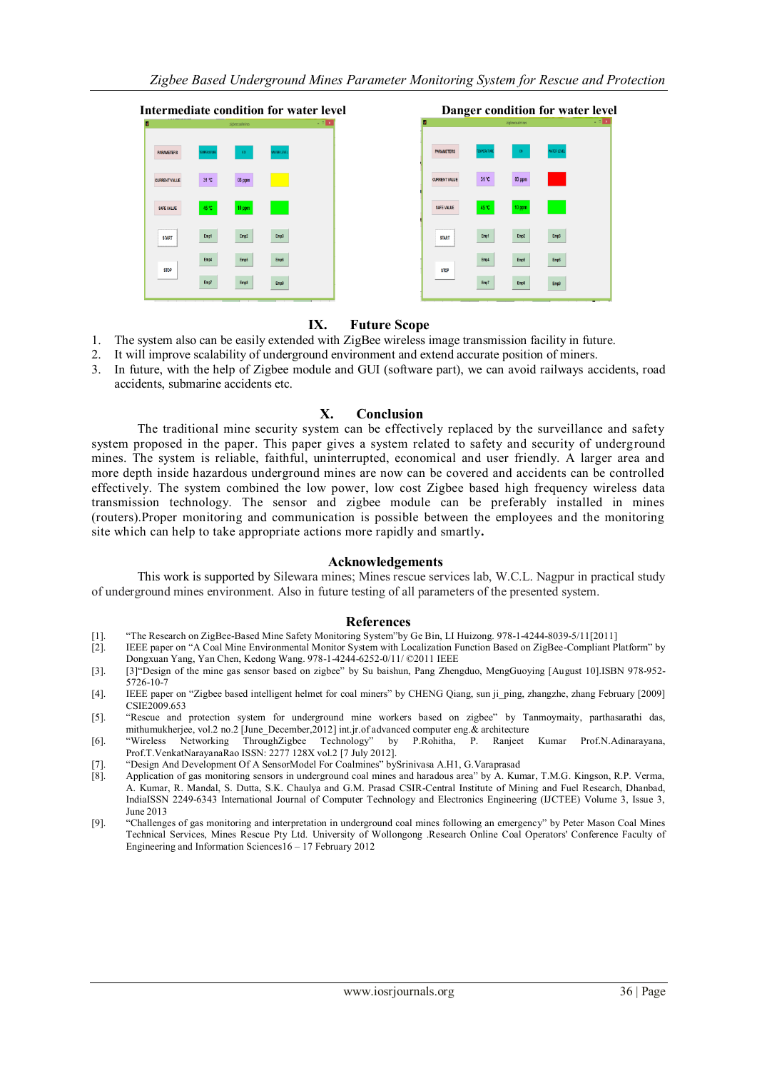Intermediate condition for water level

Danger condition for water level

## IX. Future Scope

1. The system also can be easily extended with ZigBee wireless image transmission facility in future.
2. It will improve scalability of underground environment and extend accurate position of miners.
3. In future, with the help of Zigbee module and GUI (software part), we can avoid railways accidents, road accidents, submarine accidents etc.

## X. Conclusion

The traditional mine security system can be effectively replaced by the surveillance and safety system proposed in the paper. This paper gives a system related to safety and security of underground mines. The system is reliable, faithful, uninterrupted, economical and user friendly. A larger area and more depth inside hazardous underground mines are now can be covered and accidents can be controlled effectively. The system combined the low power, low cost Zigbee based high frequency wireless data transmission technology. The sensor and zigbee module can be preferably installed in mines (routers).Proper monitoring and communication is possible between the employees and the monitoring site which can help to take appropriate actions more rapidly and smartly.

## Acknowledgements

This work is supported by Silewara mines; Mines rescue services lab, W.C.L. Nagpur in practical study of underground mines environment. Also in future testing of all parameters of the presented system.

## References

[1]. "The Research on ZigBee-Based Mine Safety Monitoring System"by Ge Bin, LI Huizong. 978-1-4244-8039-5/11[2011]

[2]. IEEE paper on "A Coal Mine Environmental Monitor System with Localization Function Based on ZigBee-Compliant Platform" by Dongxuan Yang, Yan Chen, Kedong Wang. 978-1-4244-6252-0/11/ ©2011 IEEE

[3]. [3]"Design of the mine gas sensor based on zigbee" by Su baishun, Pang Zhengduo, MengGuoying [August 10].ISBN 978-952-5726-10-7

[4]. IEEE paper on "Zigbee based intelligent helmet for coal miners" by CHENG Qiang, sun ji_ping, zhangzhe, zhang February [2009] CSIE2009.653

[5]. "Rescue and protection system for underground mine workers based on zigbee" by Tanmoymaity, parthasarathi das, mithumukherjee, vol.2 no.2 [June_December,2012] int.jr.of advanced computer eng.& architecture

[6]. "Wireless Networking ThroughZigbee Technology" by P.Rohitha, P. Ranjeet Kumar Prof.N.Adinarayana, Prof.T.VenkatNarayanaRao ISSN: 2277 128X vol.2 [7 July 2012].

[7]. "Design And Development Of A SensorModel For Coalmines" bySrinivasa A.H1, G.Varaprasad

[8]. Application of gas monitoring sensors in underground coal mines and haradous area" by A. Kumar, T.M.G. Kingson, R.P. Verma, A. Kumar, R. Mandal, S. Dutta, S.K. Chaulya and G.M. Prasad CSIR-Central Institute of Mining and Fuel Research, Dhanbad, IndiaISSN 2249-6343 International Journal of Computer Technology and Electronics Engineering (IJCTEE) Volume 3, Issue 3, June 2013

[9]. "Challenges of gas monitoring and interpretation in underground coal mines following an emergency" by Peter Mason Coal Mines Technical Services, Mines Rescue Pty Ltd. University of Wollongong .Research Online Coal Operators' Conference Faculty of Engineering and Information Sciences16 – 17 February 2012